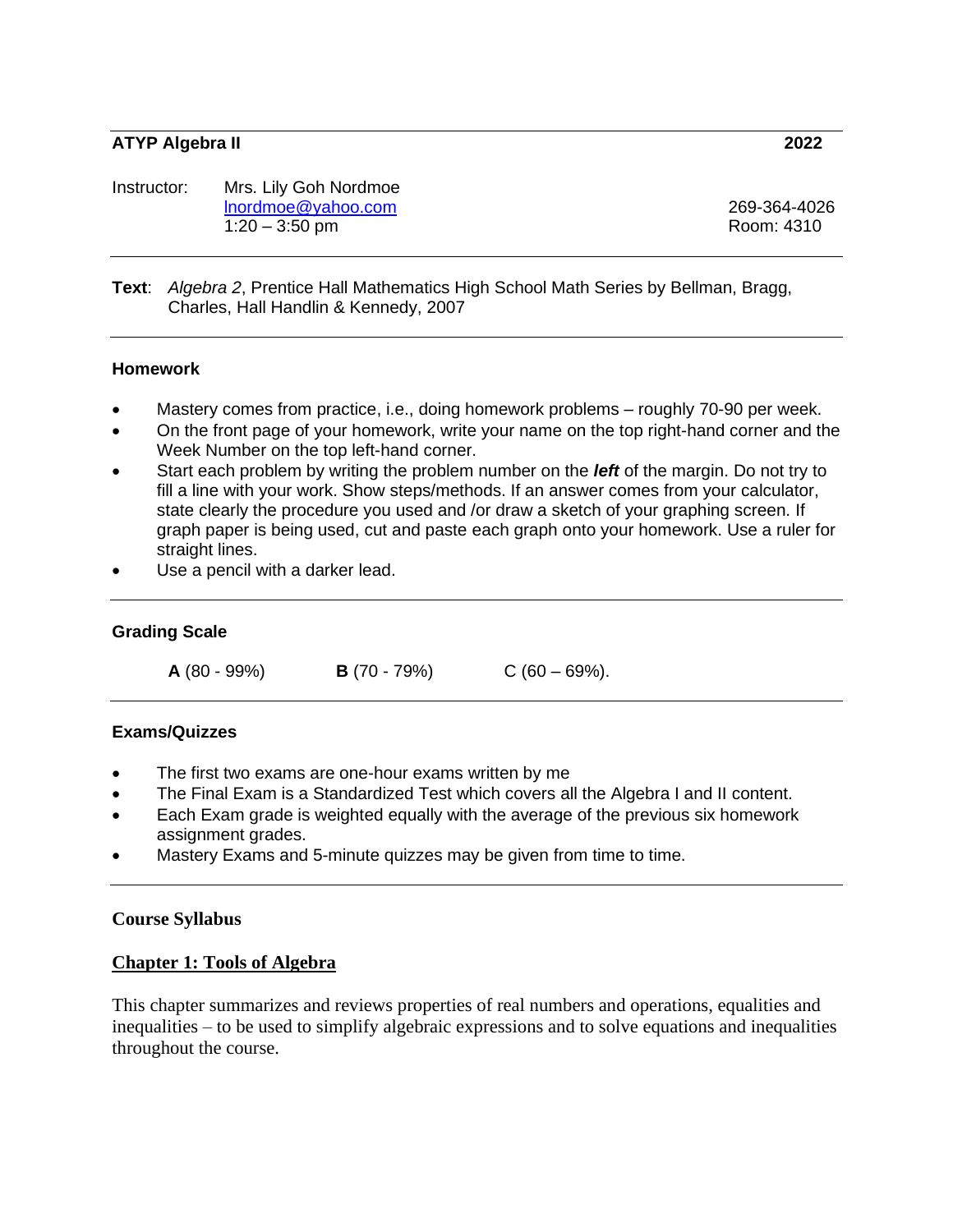**ATYP Algebra II** **2022**

Instructor: Mrs. Lily Goh Nordmoe
lnordmoe@yahoo.com 269-364-4026
1:20 – 3:50 pm Room: 4310

**Text**: *Algebra 2*, Prentice Hall Mathematics High School Math Series by Bellman, Bragg, Charles, Hall Handlin & Kennedy, 2007

### Homework

- Mastery comes from practice, i.e., doing homework problems – roughly 70-90 per week.
- On the front page of your homework, write your name on the top right-hand corner and the Week Number on the top left-hand corner.
- Start each problem by writing the problem number on the ***left*** of the margin. Do not try to fill a line with your work. Show steps/methods. If an answer comes from your calculator, state clearly the procedure you used and /or draw a sketch of your graphing screen. If graph paper is being used, cut and paste each graph onto your homework. Use a ruler for straight lines.
- Use a pencil with a darker lead.

### Grading Scale

**A** (80 - 99%) **B** (70 - 79%) C (60 – 69%).

### Exams/Quizzes

- The first two exams are one-hour exams written by me
- The Final Exam is a Standardized Test which covers all the Algebra I and II content.
- Each Exam grade is weighted equally with the average of the previous six homework assignment grades.
- Mastery Exams and 5-minute quizzes may be given from time to time.

## Course Syllabus

### Chapter 1: Tools of Algebra

This chapter summarizes and reviews properties of real numbers and operations, equalities and inequalities – to be used to simplify algebraic expressions and to solve equations and inequalities throughout the course.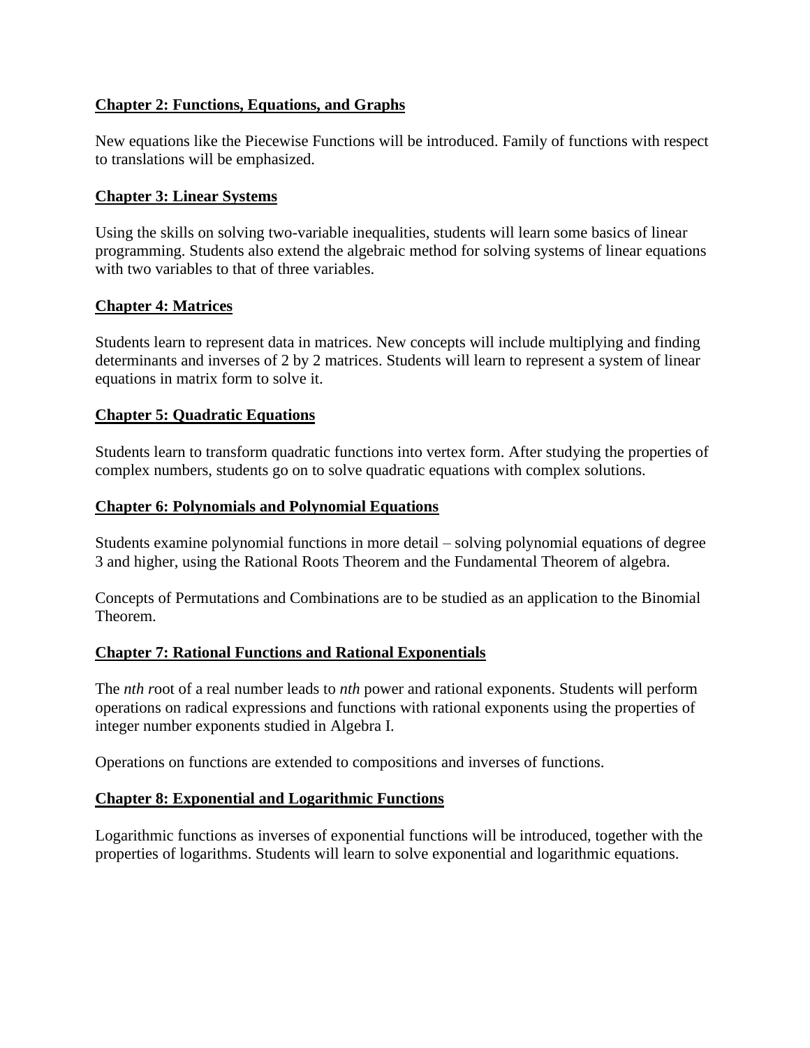**Chapter 2: Functions, Equations, and Graphs**

New equations like the Piecewise Functions will be introduced. Family of functions with respect to translations will be emphasized.

**Chapter 3: Linear Systems**

Using the skills on solving two-variable inequalities, students will learn some basics of linear programming. Students also extend the algebraic method for solving systems of linear equations with two variables to that of three variables.

**Chapter 4: Matrices**

Students learn to represent data in matrices. New concepts will include multiplying and finding determinants and inverses of 2 by 2 matrices. Students will learn to represent a system of linear equations in matrix form to solve it.

**Chapter 5: Quadratic Equations**

Students learn to transform quadratic functions into vertex form. After studying the properties of complex numbers, students go on to solve quadratic equations with complex solutions.

**Chapter 6: Polynomials and Polynomial Equations**

Students examine polynomial functions in more detail – solving polynomial equations of degree 3 and higher, using the Rational Roots Theorem and the Fundamental Theorem of algebra.

Concepts of Permutations and Combinations are to be studied as an application to the Binomial Theorem.

**Chapter 7: Rational Functions and Rational Exponentials**

The *nth r*oot of a real number leads to *nth* power and rational exponents. Students will perform operations on radical expressions and functions with rational exponents using the properties of integer number exponents studied in Algebra I.

Operations on functions are extended to compositions and inverses of functions.

**Chapter 8: Exponential and Logarithmic Functions**

Logarithmic functions as inverses of exponential functions will be introduced, together with the properties of logarithms. Students will learn to solve exponential and logarithmic equations.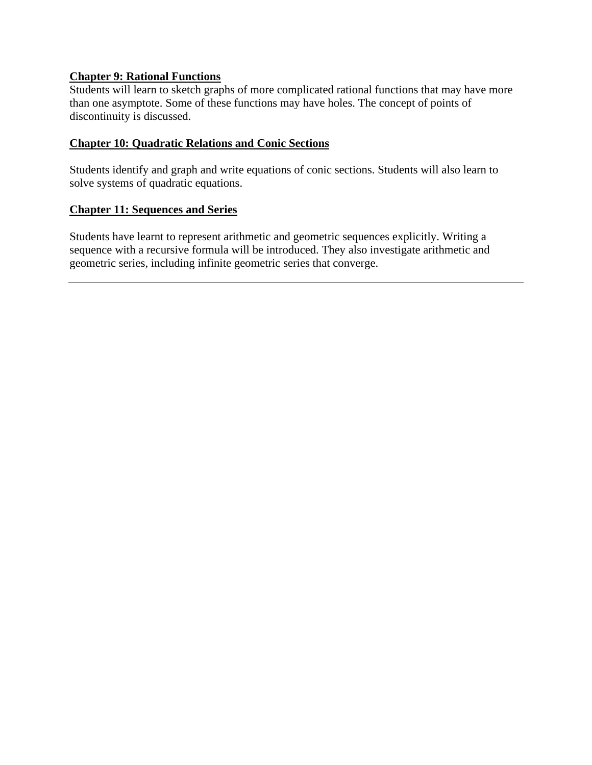**Chapter 9: Rational Functions**

Students will learn to sketch graphs of more complicated rational functions that may have more than one asymptote. Some of these functions may have holes. The concept of points of discontinuity is discussed.

**Chapter 10: Quadratic Relations and Conic Sections**

Students identify and graph and write equations of conic sections. Students will also learn to solve systems of quadratic equations.

**Chapter 11: Sequences and Series**

Students have learnt to represent arithmetic and geometric sequences explicitly. Writing a sequence with a recursive formula will be introduced. They also investigate arithmetic and geometric series, including infinite geometric series that converge.

---